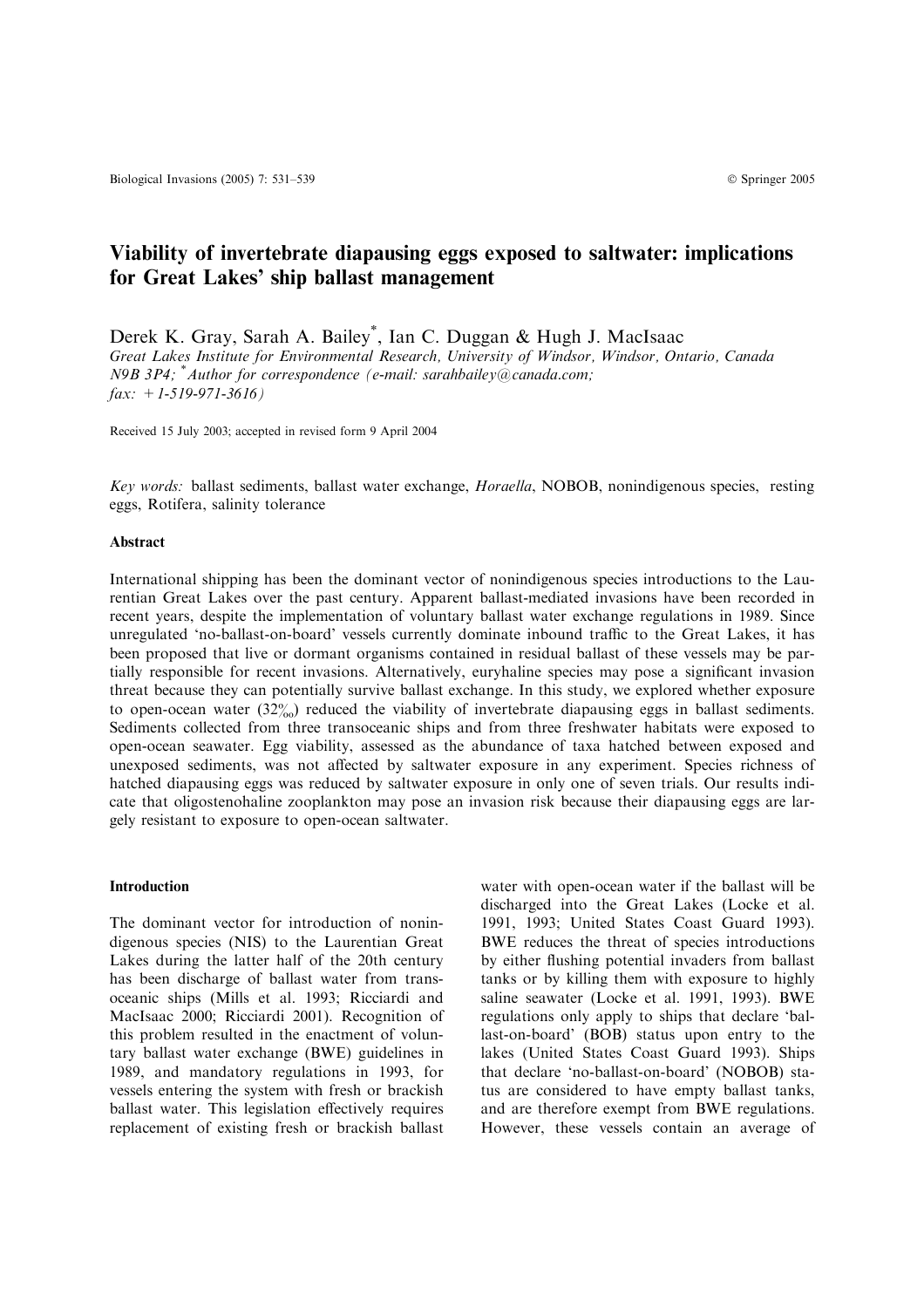# Viability of invertebrate diapausing eggs exposed to saltwater: implications for Great Lakes' ship ballast management

Derek K. Gray, Sarah A. Bailey*, Ian C. Duggan & Hugh J. MacIsaac

*Great Lakes Institute for Environmental Research, University of Windsor, Windsor, Ontario, Canada N9B 3P4; *Author for correspondence (e-mail: sarahbailey@canada.com; fax: +1-519-971-3616)*

Received 15 July 2003; accepted in revised form 9 April 2004

*Key words:* ballast sediments, ballast water exchange, *Horaella*, NOBOB, nonindigenous species, resting eggs, Rotifera, salinity tolerance

## Abstract

International shipping has been the dominant vector of nonindigenous species introductions to the Laurentian Great Lakes over the past century. Apparent ballast-mediated invasions have been recorded in recent years, despite the implementation of voluntary ballast water exchange regulations in 1989. Since unregulated 'no-ballast-on-board' vessels currently dominate inbound traffic to the Great Lakes, it has been proposed that live or dormant organisms contained in residual ballast of these vessels may be partially responsible for recent invasions. Alternatively, euryhaline species may pose a significant invasion threat because they can potentially survive ballast exchange. In this study, we explored whether exposure to open-ocean water (32‰) reduced the viability of invertebrate diapausing eggs in ballast sediments. Sediments collected from three transoceanic ships and from three freshwater habitats were exposed to open-ocean seawater. Egg viability, assessed as the abundance of taxa hatched between exposed and unexposed sediments, was not affected by saltwater exposure in any experiment. Species richness of hatched diapausing eggs was reduced by saltwater exposure in only one of seven trials. Our results indicate that oligostenohaline zooplankton may pose an invasion risk because their diapausing eggs are largely resistant to exposure to open-ocean saltwater.

## Introduction

The dominant vector for introduction of nonindigenous species (NIS) to the Laurentian Great Lakes during the latter half of the 20th century has been discharge of ballast water from transoceanic ships (Mills et al. 1993; Ricciardi and MacIsaac 2000; Ricciardi 2001). Recognition of this problem resulted in the enactment of voluntary ballast water exchange (BWE) guidelines in 1989, and mandatory regulations in 1993, for vessels entering the system with fresh or brackish ballast water. This legislation effectively requires replacement of existing fresh or brackish ballast water with open-ocean water if the ballast will be discharged into the Great Lakes (Locke et al. 1991, 1993; United States Coast Guard 1993). BWE reduces the threat of species introductions by either flushing potential invaders from ballast tanks or by killing them with exposure to highly saline seawater (Locke et al. 1991, 1993). BWE regulations only apply to ships that declare 'ballast-on-board' (BOB) status upon entry to the lakes (United States Coast Guard 1993). Ships that declare 'no-ballast-on-board' (NOBOB) status are considered to have empty ballast tanks, and are therefore exempt from BWE regulations. However, these vessels contain an average of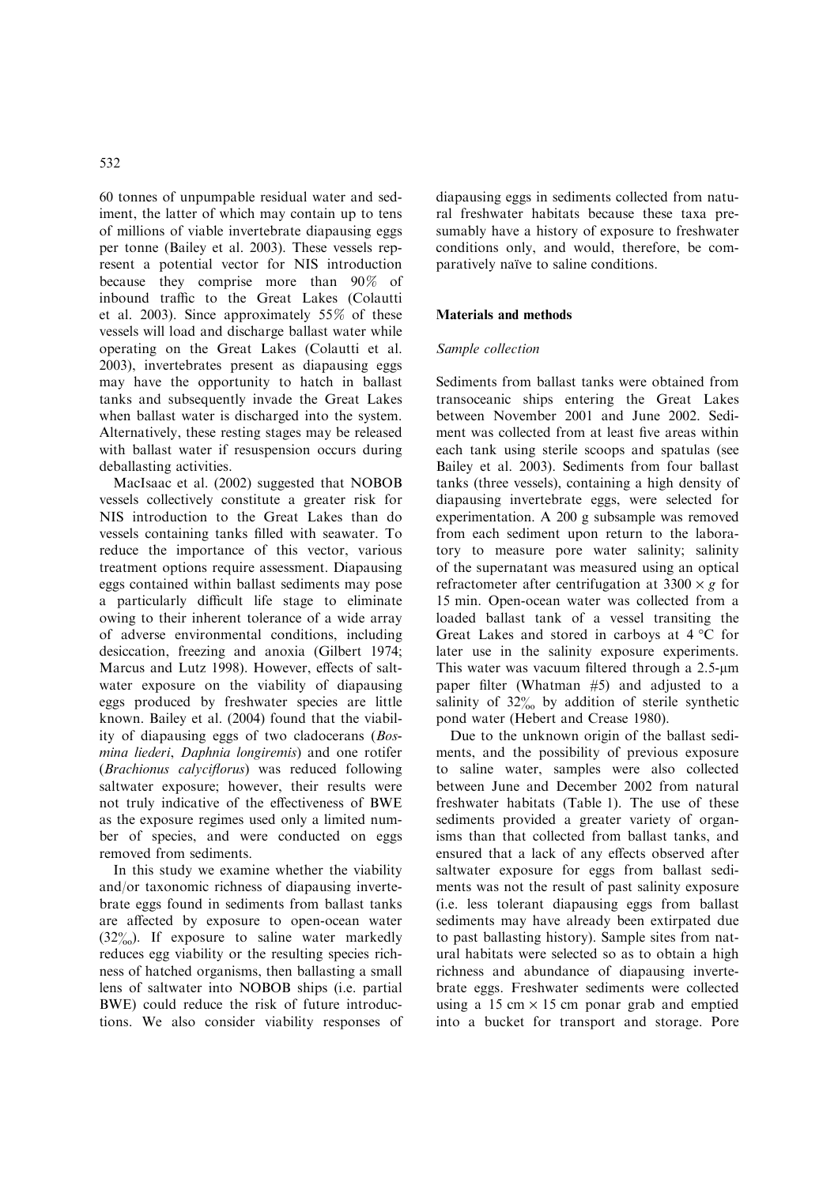60 tonnes of unpumpable residual water and sediment, the latter of which may contain up to tens of millions of viable invertebrate diapausing eggs per tonne (Bailey et al. 2003). These vessels represent a potential vector for NIS introduction because they comprise more than 90% of inbound traffic to the Great Lakes (Colautti et al. 2003). Since approximately 55% of these vessels will load and discharge ballast water while operating on the Great Lakes (Colautti et al. 2003), invertebrates present as diapausing eggs may have the opportunity to hatch in ballast tanks and subsequently invade the Great Lakes when ballast water is discharged into the system. Alternatively, these resting stages may be released with ballast water if resuspension occurs during deballasting activities.

MacIsaac et al. (2002) suggested that NOBOB vessels collectively constitute a greater risk for NIS introduction to the Great Lakes than do vessels containing tanks filled with seawater. To reduce the importance of this vector, various treatment options require assessment. Diapausing eggs contained within ballast sediments may pose a particularly difficult life stage to eliminate owing to their inherent tolerance of a wide array of adverse environmental conditions, including desiccation, freezing and anoxia (Gilbert 1974; Marcus and Lutz 1998). However, effects of saltwater exposure on the viability of diapausing eggs produced by freshwater species are little known. Bailey et al. (2004) found that the viability of diapausing eggs of two cladocerans (*Bosmina liederi*, *Daphnia longiremis*) and one rotifer (*Brachionus calyciflorus*) was reduced following saltwater exposure; however, their results were not truly indicative of the effectiveness of BWE as the exposure regimes used only a limited number of species, and were conducted on eggs removed from sediments.

In this study we examine whether the viability and/or taxonomic richness of diapausing invertebrate eggs found in sediments from ballast tanks are affected by exposure to open-ocean water (32‰). If exposure to saline water markedly reduces egg viability or the resulting species richness of hatched organisms, then ballasting a small lens of saltwater into NOBOB ships (i.e. partial BWE) could reduce the risk of future introductions. We also consider viability responses of diapausing eggs in sediments collected from natural freshwater habitats because these taxa presumably have a history of exposure to freshwater conditions only, and would, therefore, be comparatively naïve to saline conditions.

## Materials and methods

### Sample collection

Sediments from ballast tanks were obtained from transoceanic ships entering the Great Lakes between November 2001 and June 2002. Sediment was collected from at least five areas within each tank using sterile scoops and spatulas (see Bailey et al. 2003). Sediments from four ballast tanks (three vessels), containing a high density of diapausing invertebrate eggs, were selected for experimentation. A 200 g subsample was removed from each sediment upon return to the laboratory to measure pore water salinity; salinity of the supernatant was measured using an optical refractometer after centrifugation at $3300 \times g$ for 15 min. Open-ocean water was collected from a loaded ballast tank of a vessel transiting the Great Lakes and stored in carboys at 4 °C for later use in the salinity exposure experiments. This water was vacuum filtered through a 2.5-μm paper filter (Whatman #5) and adjusted to a salinity of 32‰ by addition of sterile synthetic pond water (Hebert and Crease 1980).

Due to the unknown origin of the ballast sediments, and the possibility of previous exposure to saline water, samples were also collected between June and December 2002 from natural freshwater habitats (Table 1). The use of these sediments provided a greater variety of organisms than that collected from ballast tanks, and ensured that a lack of any effects observed after saltwater exposure for eggs from ballast sediments was not the result of past salinity exposure (i.e. less tolerant diapausing eggs from ballast sediments may have already been extirpated due to past ballasting history). Sample sites from natural habitats were selected so as to obtain a high richness and abundance of diapausing invertebrate eggs. Freshwater sediments were collected using a 15 cm × 15 cm ponar grab and emptied into a bucket for transport and storage. Pore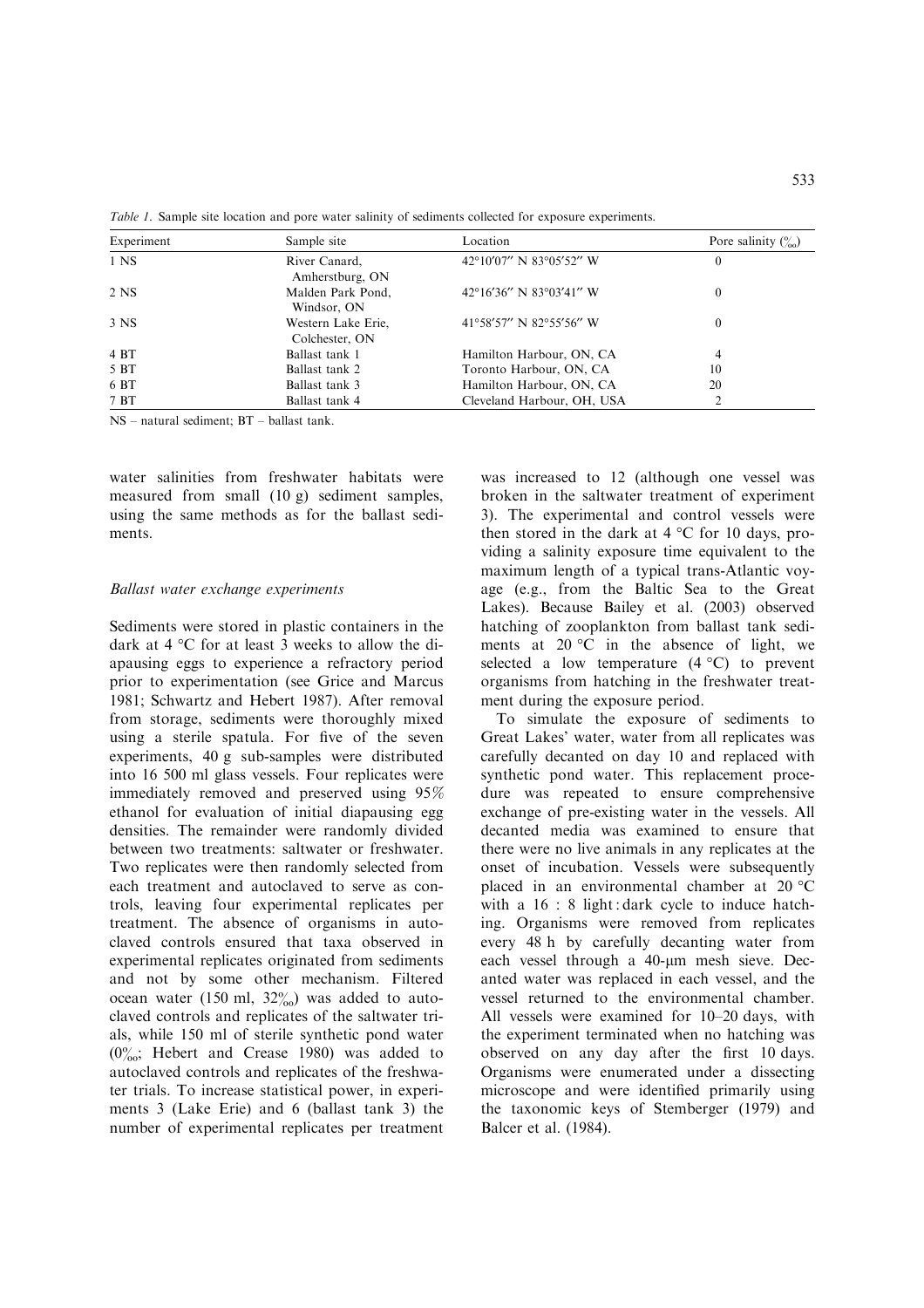*Table 1*. Sample site location and pore water salinity of sediments collected for exposure experiments.

| Experiment | Sample site | Location | Pore salinity (‰) |
| --- | --- | --- | --- |
| 1 NS | River Canard, Amherstburg, ON | 42°10′07″ N 83°05′52″ W | 0 |
| 2 NS | Malden Park Pond, Windsor, ON | 42°16′36″ N 83°03′41″ W | 0 |
| 3 NS | Western Lake Erie, Colchester, ON | 41°58′57″ N 82°55′56″ W | 0 |
| 4 BT | Ballast tank 1 | Hamilton Harbour, ON, CA | 4 |
| 5 BT | Ballast tank 2 | Toronto Harbour, ON, CA | 10 |
| 6 BT | Ballast tank 3 | Hamilton Harbour, ON, CA | 20 |
| 7 BT | Ballast tank 4 | Cleveland Harbour, OH, USA | 2 |

NS – natural sediment; BT – ballast tank.

water salinities from freshwater habitats were measured from small (10 g) sediment samples, using the same methods as for the ballast sediments.

### *Ballast water exchange experiments*

Sediments were stored in plastic containers in the dark at 4 °C for at least 3 weeks to allow the diapausing eggs to experience a refractory period prior to experimentation (see Grice and Marcus 1981; Schwartz and Hebert 1987). After removal from storage, sediments were thoroughly mixed using a sterile spatula. For five of the seven experiments, 40 g sub-samples were distributed into 16 500 ml glass vessels. Four replicates were immediately removed and preserved using 95% ethanol for evaluation of initial diapausing egg densities. The remainder were randomly divided between two treatments: saltwater or freshwater. Two replicates were then randomly selected from each treatment and autoclaved to serve as controls, leaving four experimental replicates per treatment. The absence of organisms in autoclaved controls ensured that taxa observed in experimental replicates originated from sediments and not by some other mechanism. Filtered ocean water (150 ml, 32‰) was added to autoclaved controls and replicates of the saltwater trials, while 150 ml of sterile synthetic pond water (0‰; Hebert and Crease 1980) was added to autoclaved controls and replicates of the freshwater trials. To increase statistical power, in experiments 3 (Lake Erie) and 6 (ballast tank 3) the number of experimental replicates per treatment was increased to 12 (although one vessel was broken in the saltwater treatment of experiment 3). The experimental and control vessels were then stored in the dark at 4 °C for 10 days, providing a salinity exposure time equivalent to the maximum length of a typical trans-Atlantic voyage (e.g., from the Baltic Sea to the Great Lakes). Because Bailey et al. (2003) observed hatching of zooplankton from ballast tank sediments at 20 °C in the absence of light, we selected a low temperature (4 °C) to prevent organisms from hatching in the freshwater treatment during the exposure period.

To simulate the exposure of sediments to Great Lakes' water, water from all replicates was carefully decanted on day 10 and replaced with synthetic pond water. This replacement procedure was repeated to ensure comprehensive exchange of pre-existing water in the vessels. All decanted media was examined to ensure that there were no live animals in any replicates at the onset of incubation. Vessels were subsequently placed in an environmental chamber at 20 °C with a 16 : 8 light : dark cycle to induce hatching. Organisms were removed from replicates every 48 h by carefully decanting water from each vessel through a 40-μm mesh sieve. Decanted water was replaced in each vessel, and the vessel returned to the environmental chamber. All vessels were examined for 10–20 days, with the experiment terminated when no hatching was observed on any day after the first 10 days. Organisms were enumerated under a dissecting microscope and were identified primarily using the taxonomic keys of Stemberger (1979) and Balcer et al. (1984).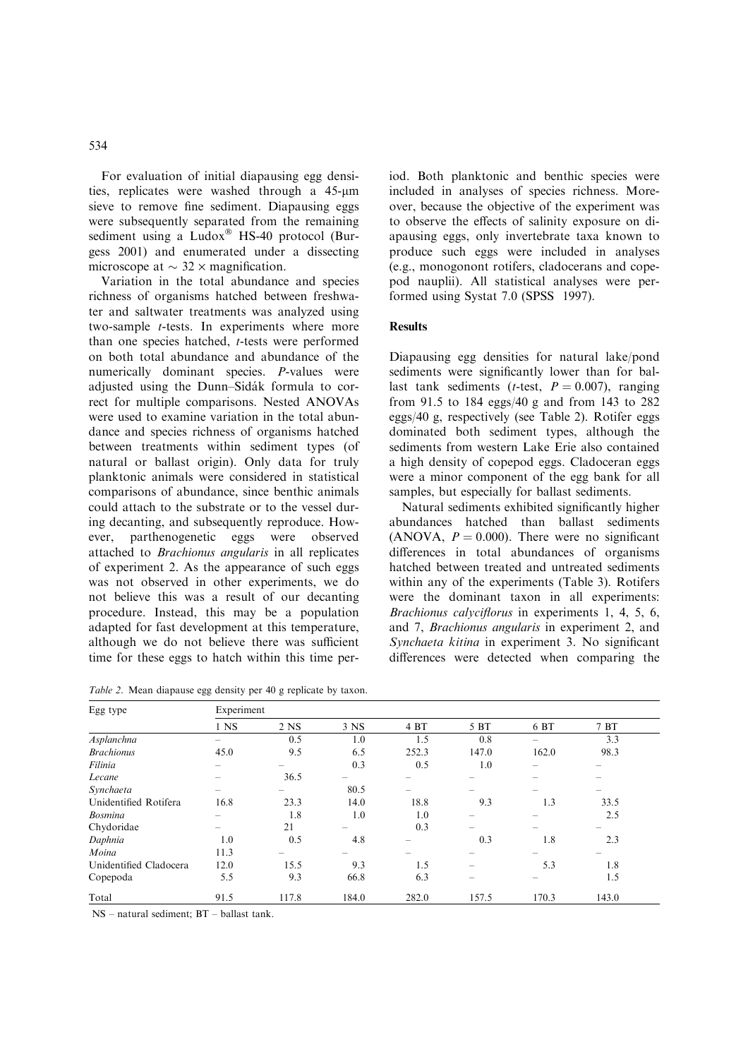For evaluation of initial diapausing egg densities, replicates were washed through a 45-μm sieve to remove fine sediment. Diapausing eggs were subsequently separated from the remaining sediment using a Ludox® HS-40 protocol (Burgess 2001) and enumerated under a dissecting microscope at $\sim 32\times$ magnification.

Variation in the total abundance and species richness of organisms hatched between freshwater and saltwater treatments was analyzed using two-sample *t*-tests. In experiments where more than one species hatched, *t*-tests were performed on both total abundance and abundance of the numerically dominant species. *P*-values were adjusted using the Dunn–Sidák formula to correct for multiple comparisons. Nested ANOVAs were used to examine variation in the total abundance and species richness of organisms hatched between treatments within sediment types (of natural or ballast origin). Only data for truly planktonic animals were considered in statistical comparisons of abundance, since benthic animals could attach to the substrate or to the vessel during decanting, and subsequently reproduce. However, parthenogenetic eggs were observed attached to *Brachionus angularis* in all replicates of experiment 2. As the appearance of such eggs was not observed in other experiments, we do not believe this was a result of our decanting procedure. Instead, this may be a population adapted for fast development at this temperature, although we do not believe there was sufficient time for these eggs to hatch within this time period. Both planktonic and benthic species were included in analyses of species richness. Moreover, because the objective of the experiment was to observe the effects of salinity exposure on diapausing eggs, only invertebrate taxa known to produce such eggs were included in analyses (e.g., monogonont rotifers, cladocerans and copepod nauplii). All statistical analyses were performed using Systat 7.0 (SPSS 1997).

## Results

Diapausing egg densities for natural lake/pond sediments were significantly lower than for ballast tank sediments (*t*-test, $P = 0.007$), ranging from 91.5 to 184 eggs/40 g and from 143 to 282 eggs/40 g, respectively (see Table 2). Rotifer eggs dominated both sediment types, although the sediments from western Lake Erie also contained a high density of copepod eggs. Cladoceran eggs were a minor component of the egg bank for all samples, but especially for ballast sediments.

Natural sediments exhibited significantly higher abundances hatched than ballast sediments (ANOVA, $P = 0.000$). There were no significant differences in total abundances of organisms hatched between treated and untreated sediments within any of the experiments (Table 3). Rotifers were the dominant taxon in all experiments: *Brachionus calyciflorus* in experiments 1, 4, 5, 6, and 7, *Brachionus angularis* in experiment 2, and *Synchaeta kitina* in experiment 3. No significant differences were detected when comparing the

*Table 2.* Mean diapause egg density per 40 g replicate by taxon.

| Egg type | Experiment | | | | | | |
|---|---|---|---|---|---|---|---|
| | 1 NS | 2 NS | 3 NS | 4 BT | 5 BT | 6 BT | 7 BT |
| *Asplanchna* | – | 0.5 | 1.0 | 1.5 | 0.8 | – | 3.3 |
| *Brachionus* | 45.0 | 9.5 | 6.5 | 252.3 | 147.0 | 162.0 | 98.3 |
| *Filinia* | – | – | 0.3 | 0.5 | 1.0 | – | – |
| *Lecane* | – | 36.5 | – | – | – | – | – |
| *Synchaeta* | – | – | 80.5 | – | – | – | – |
| Unidentified Rotifera | 16.8 | 23.3 | 14.0 | 18.8 | 9.3 | 1.3 | 33.5 |
| *Bosmina* | – | 1.8 | 1.0 | 1.0 | – | – | 2.5 |
| Chydoridae | – | 21 | – | 0.3 | – | – | – |
| *Daphnia* | 1.0 | 0.5 | 4.8 | – | 0.3 | 1.8 | 2.3 |
| *Moina* | 11.3 | – | – | – | – | – | – |
| Unidentified Cladocera | 12.0 | 15.5 | 9.3 | 1.5 | – | 5.3 | 1.8 |
| Copepoda | 5.5 | 9.3 | 66.8 | 6.3 | – | – | 1.5 |
| Total | 91.5 | 117.8 | 184.0 | 282.0 | 157.5 | 170.3 | 143.0 |

NS – natural sediment; BT – ballast tank.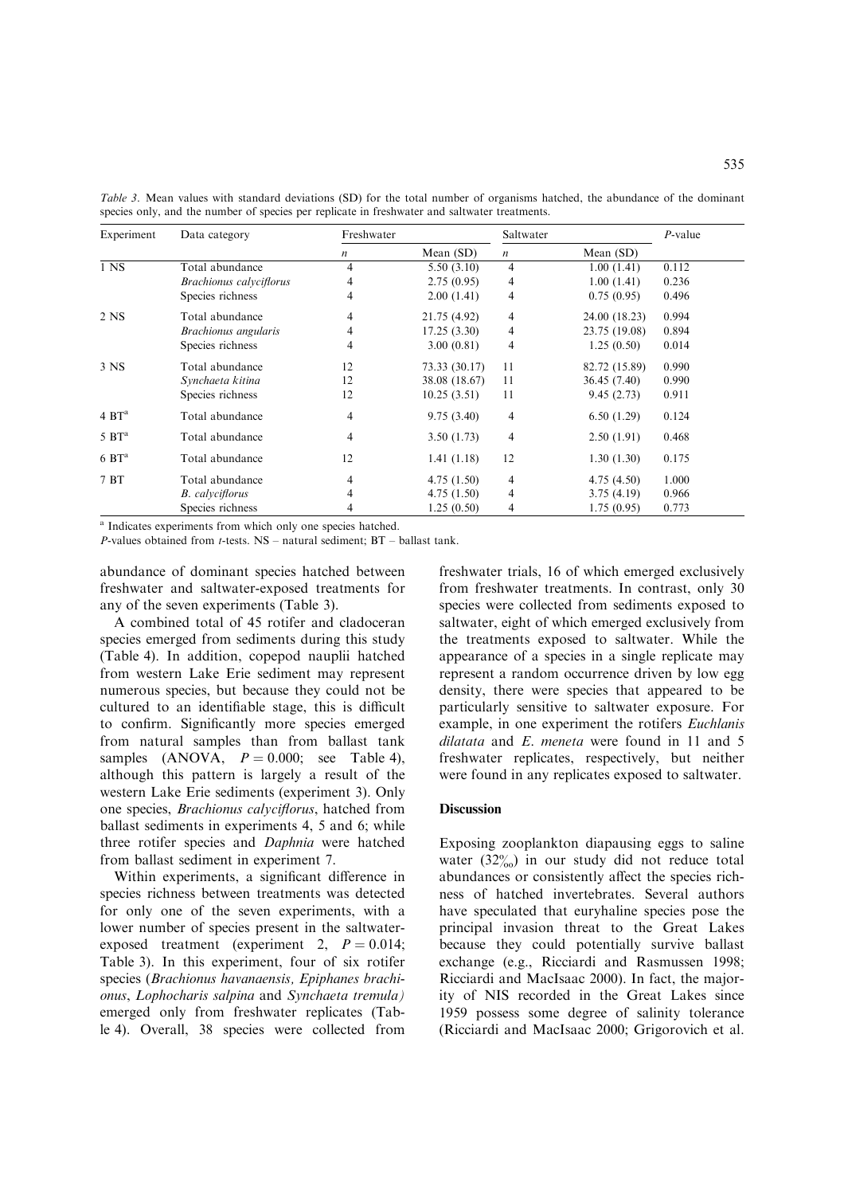*Table 3*. Mean values with standard deviations (SD) for the total number of organisms hatched, the abundance of the dominant species only, and the number of species per replicate in freshwater and saltwater treatments.

| Experiment | Data category | Freshwater | | Saltwater | | *P*-value |
|---|---|---|---|---|---|---|
| | | *n* | Mean (SD) | *n* | Mean (SD) | |
| 1 NS | Total abundance | 4 | 5.50 (3.10) | 4 | 1.00 (1.41) | 0.112 |
| | *Brachionus calyciflorus* | 4 | 2.75 (0.95) | 4 | 1.00 (1.41) | 0.236 |
| | Species richness | 4 | 2.00 (1.41) | 4 | 0.75 (0.95) | 0.496 |
| 2 NS | Total abundance | 4 | 21.75 (4.92) | 4 | 24.00 (18.23) | 0.994 |
| | *Brachionus angularis* | 4 | 17.25 (3.30) | 4 | 23.75 (19.08) | 0.894 |
| | Species richness | 4 | 3.00 (0.81) | 4 | 1.25 (0.50) | 0.014 |
| 3 NS | Total abundance | 12 | 73.33 (30.17) | 11 | 82.72 (15.89) | 0.990 |
| | *Synchaeta kitina* | 12 | 38.08 (18.67) | 11 | 36.45 (7.40) | 0.990 |
| | Species richness | 12 | 10.25 (3.51) | 11 | 9.45 (2.73) | 0.911 |
| 4 BT[a] | Total abundance | 4 | 9.75 (3.40) | 4 | 6.50 (1.29) | 0.124 |
| 5 BT[a] | Total abundance | 4 | 3.50 (1.73) | 4 | 2.50 (1.91) | 0.468 |
| 6 BT[a] | Total abundance | 12 | 1.41 (1.18) | 12 | 1.30 (1.30) | 0.175 |
| 7 BT | Total abundance | 4 | 4.75 (1.50) | 4 | 4.75 (4.50) | 1.000 |
| | *B. calyciflorus* | 4 | 4.75 (1.50) | 4 | 3.75 (4.19) | 0.966 |
| | Species richness | 4 | 1.25 (0.50) | 4 | 1.75 (0.95) | 0.773 |

[a] Indicates experiments from which only one species hatched.

*P*-values obtained from *t*-tests. NS – natural sediment; BT – ballast tank.

abundance of dominant species hatched between freshwater and saltwater-exposed treatments for any of the seven experiments (Table 3).

A combined total of 45 rotifer and cladoceran species emerged from sediments during this study (Table 4). In addition, copepod nauplii hatched from western Lake Erie sediment may represent numerous species, but because they could not be cultured to an identifiable stage, this is difficult to confirm. Significantly more species emerged from natural samples than from ballast tank samples (ANOVA, $P = 0.000$; see Table 4), although this pattern is largely a result of the western Lake Erie sediments (experiment 3). Only one species, *Brachionus calyciflorus*, hatched from ballast sediments in experiments 4, 5 and 6; while three rotifer species and *Daphnia* were hatched from ballast sediment in experiment 7.

Within experiments, a significant difference in species richness between treatments was detected for only one of the seven experiments, with a lower number of species present in the saltwater-exposed treatment (experiment 2, $P = 0.014$; Table 3). In this experiment, four of six rotifer species (*Brachionus havanaensis, Epiphanes brachionus*, *Lophocharis salpina* and *Synchaeta tremula)* emerged only from freshwater replicates (Table 4). Overall, 38 species were collected from freshwater trials, 16 of which emerged exclusively from freshwater treatments. In contrast, only 30 species were collected from sediments exposed to saltwater, eight of which emerged exclusively from the treatments exposed to saltwater. While the appearance of a species in a single replicate may represent a random occurrence driven by low egg density, there were species that appeared to be particularly sensitive to saltwater exposure. For example, in one experiment the rotifers *Euchlanis dilatata* and *E. meneta* were found in 11 and 5 freshwater replicates, respectively, but neither were found in any replicates exposed to saltwater.

## Discussion

Exposing zooplankton diapausing eggs to saline water (32‰) in our study did not reduce total abundances or consistently affect the species richness of hatched invertebrates. Several authors have speculated that euryhaline species pose the principal invasion threat to the Great Lakes because they could potentially survive ballast exchange (e.g., Ricciardi and Rasmussen 1998; Ricciardi and MacIsaac 2000). In fact, the majority of NIS recorded in the Great Lakes since 1959 possess some degree of salinity tolerance (Ricciardi and MacIsaac 2000; Grigorovich et al.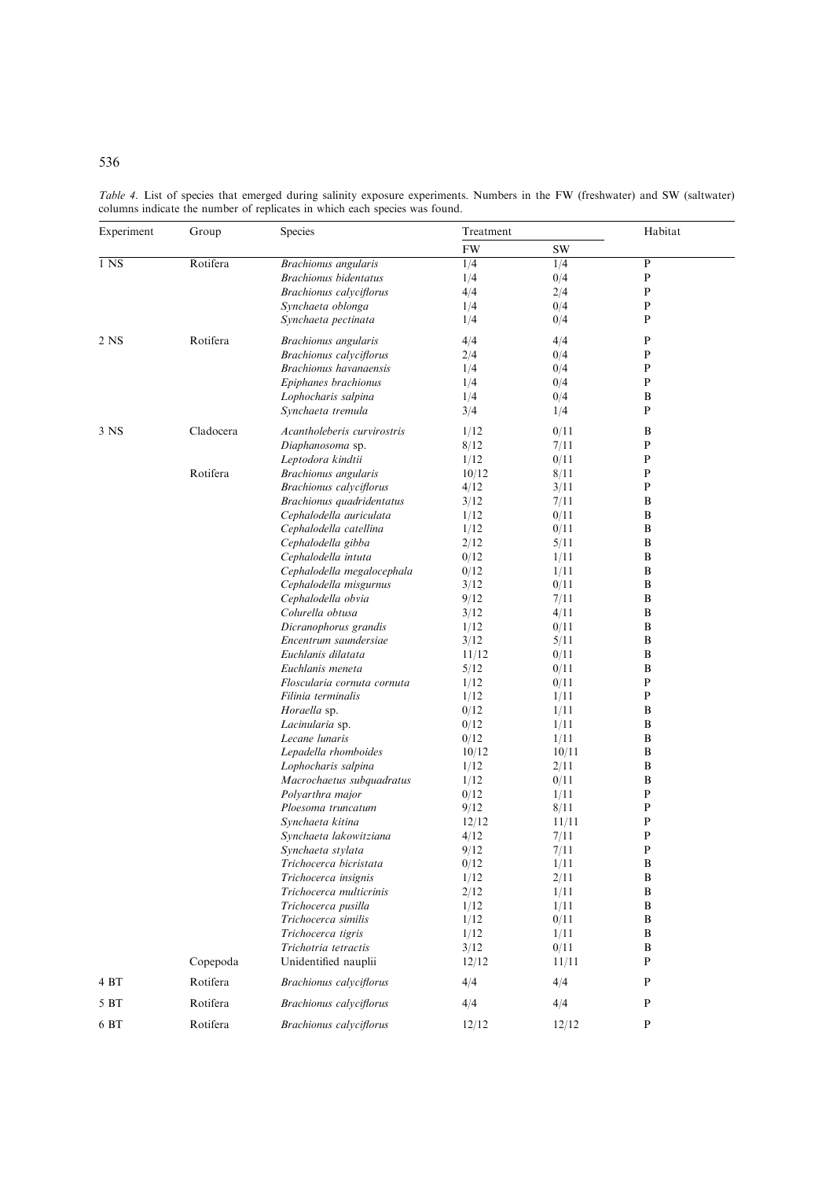*Table 4*. List of species that emerged during salinity exposure experiments. Numbers in the FW (freshwater) and SW (saltwater) columns indicate the number of replicates in which each species was found.

| Experiment | Group | Species | Treatment | | Habitat |
|---|---|---|---|---|---|
| | | | FW | SW | |
| 1 NS | Rotifera | *Brachionus angularis* | 1/4 | 1/4 | P |
| | | *Brachionus bidentatus* | 1/4 | 0/4 | P |
| | | *Brachionus calyciflorus* | 4/4 | 2/4 | P |
| | | *Synchaeta oblonga* | 1/4 | 0/4 | P |
| | | *Synchaeta pectinata* | 1/4 | 0/4 | P |
| 2 NS | Rotifera | *Brachionus angularis* | 4/4 | 4/4 | P |
| | | *Brachionus calyciflorus* | 2/4 | 0/4 | P |
| | | *Brachionus havanaensis* | 1/4 | 0/4 | P |
| | | *Epiphanes brachionus* | 1/4 | 0/4 | P |
| | | *Lophocharis salpina* | 1/4 | 0/4 | B |
| | | *Synchaeta tremula* | 3/4 | 1/4 | P |
| 3 NS | Cladocera | *Acantholeberis curvirostris* | 1/12 | 0/11 | B |
| | | *Diaphanosoma* sp. | 8/12 | 7/11 | P |
| | | *Leptodora kindtii* | 1/12 | 0/11 | P |
| | Rotifera | *Brachionus angularis* | 10/12 | 8/11 | P |
| | | *Brachionus calyciflorus* | 4/12 | 3/11 | P |
| | | *Brachionus quadridentatus* | 3/12 | 7/11 | B |
| | | *Cephalodella auriculata* | 1/12 | 0/11 | B |
| | | *Cephalodella catellina* | 1/12 | 0/11 | B |
| | | *Cephalodella gibba* | 2/12 | 5/11 | B |
| | | *Cephalodella intuta* | 0/12 | 1/11 | B |
| | | *Cephalodella megalocephala* | 0/12 | 1/11 | B |
| | | *Cephalodella misgurnus* | 3/12 | 0/11 | B |
| | | *Cephalodella obvia* | 9/12 | 7/11 | B |
| | | *Colurella obtusa* | 3/12 | 4/11 | B |
| | | *Dicranophorus grandis* | 1/12 | 0/11 | B |
| | | *Encentrum saundersiae* | 3/12 | 5/11 | B |
| | | *Euchlanis dilatata* | 11/12 | 0/11 | B |
| | | *Euchlanis meneta* | 5/12 | 0/11 | B |
| | | *Floscularia cornuta cornuta* | 1/12 | 0/11 | P |
| | | *Filinia terminalis* | 1/12 | 1/11 | P |
| | | *Horaella* sp. | 0/12 | 1/11 | B |
| | | *Lacinularia* sp. | 0/12 | 1/11 | B |
| | | *Lecane lunaris* | 0/12 | 1/11 | B |
| | | *Lepadella rhomboides* | 10/12 | 10/11 | B |
| | | *Lophocharis salpina* | 1/12 | 2/11 | B |
| | | *Macrochaetus subquadratus* | 1/12 | 0/11 | B |
| | | *Polyarthra major* | 0/12 | 1/11 | P |
| | | *Ploesoma truncatum* | 9/12 | 8/11 | P |
| | | *Synchaeta kitina* | 12/12 | 11/11 | P |
| | | *Synchaeta lakowitziana* | 4/12 | 7/11 | P |
| | | *Synchaeta stylata* | 9/12 | 7/11 | P |
| | | *Trichocerca bicristata* | 0/12 | 1/11 | B |
| | | *Trichocerca insignis* | 1/12 | 2/11 | B |
| | | *Trichocerca multicrinis* | 2/12 | 1/11 | B |
| | | *Trichocerca pusilla* | 1/12 | 1/11 | B |
| | | *Trichocerca similis* | 1/12 | 0/11 | B |
| | | *Trichocerca tigris* | 1/12 | 1/11 | B |
| | | *Trichotria tetractis* | 3/12 | 0/11 | B |
| | Copepoda | Unidentified nauplii | 12/12 | 11/11 | P |
| 4 BT | Rotifera | *Brachionus calyciflorus* | 4/4 | 4/4 | P |
| 5 BT | Rotifera | *Brachionus calyciflorus* | 4/4 | 4/4 | P |
| 6 BT | Rotifera | *Brachionus calyciflorus* | 12/12 | 12/12 | P |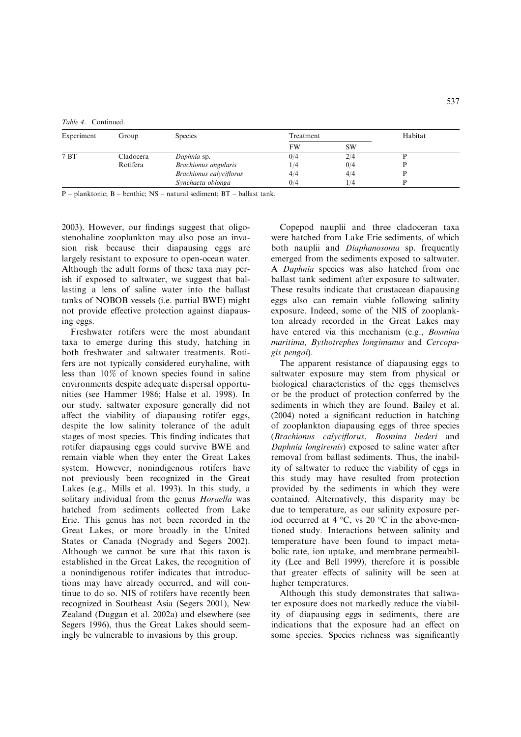*Table 4*. Continued.

| Experiment | Group | Species | Treatment | | Habitat |
|---|---|---|---|---|---|
| | | | FW | SW | |
| 7 BT | Cladocera | *Daphnia* sp. | 0/4 | 2/4 | P |
| | Rotifera | *Brachionus angularis* | 1/4 | 0/4 | P |
| | | *Brachionus calyciflorus* | 4/4 | 4/4 | P |
| | | *Synchaeta oblonga* | 0/4 | 1/4 | P |

P – planktonic; B – benthic; NS – natural sediment; BT – ballast tank.

2003). However, our findings suggest that oligostenohaline zooplankton may also pose an invasion risk because their diapausing eggs are largely resistant to exposure to open-ocean water. Although the adult forms of these taxa may perish if exposed to saltwater, we suggest that ballasting a lens of saline water into the ballast tanks of NOBOB vessels (i.e. partial BWE) might not provide effective protection against diapausing eggs.

Freshwater rotifers were the most abundant taxa to emerge during this study, hatching in both freshwater and saltwater treatments. Rotifers are not typically considered euryhaline, with less than 10% of known species found in saline environments despite adequate dispersal opportunities (see Hammer 1986; Halse et al. 1998). In our study, saltwater exposure generally did not affect the viability of diapausing rotifer eggs, despite the low salinity tolerance of the adult stages of most species. This finding indicates that rotifer diapausing eggs could survive BWE and remain viable when they enter the Great Lakes system. However, nonindigenous rotifers have not previously been recognized in the Great Lakes (e.g., Mills et al. 1993). In this study, a solitary individual from the genus *Horaella* was hatched from sediments collected from Lake Erie. This genus has not been recorded in the Great Lakes, or more broadly in the United States or Canada (Nogrady and Segers 2002). Although we cannot be sure that this taxon is established in the Great Lakes, the recognition of a nonindigenous rotifer indicates that introductions may have already occurred, and will continue to do so. NIS of rotifers have recently been recognized in Southeast Asia (Segers 2001), New Zealand (Duggan et al. 2002a) and elsewhere (see Segers 1996), thus the Great Lakes should seemingly be vulnerable to invasions by this group.

Copepod nauplii and three cladoceran taxa were hatched from Lake Erie sediments, of which both nauplii and *Diaphanosoma* sp. frequently emerged from the sediments exposed to saltwater. A *Daphnia* species was also hatched from one ballast tank sediment after exposure to saltwater. These results indicate that crustacean diapausing eggs also can remain viable following salinity exposure. Indeed, some of the NIS of zooplankton already recorded in the Great Lakes may have entered via this mechanism (e.g., *Bosmina maritima, Bythotrephes longimanus* and *Cercopagis pengoi*).

The apparent resistance of diapausing eggs to saltwater exposure may stem from physical or biological characteristics of the eggs themselves or be the product of protection conferred by the sediments in which they are found. Bailey et al. (2004) noted a significant reduction in hatching of zooplankton diapausing eggs of three species (*Brachionus calyciflorus*, *Bosmina liederi* and *Daphnia longiremis*) exposed to saline water after removal from ballast sediments. Thus, the inability of saltwater to reduce the viability of eggs in this study may have resulted from protection provided by the sediments in which they were contained. Alternatively, this disparity may be due to temperature, as our salinity exposure period occurred at 4 °C, vs 20 °C in the above-mentioned study. Interactions between salinity and temperature have been found to impact metabolic rate, ion uptake, and membrane permeability (Lee and Bell 1999), therefore it is possible that greater effects of salinity will be seen at higher temperatures.

Although this study demonstrates that saltwater exposure does not markedly reduce the viability of diapausing eggs in sediments, there are indications that the exposure had an effect on some species. Species richness was significantly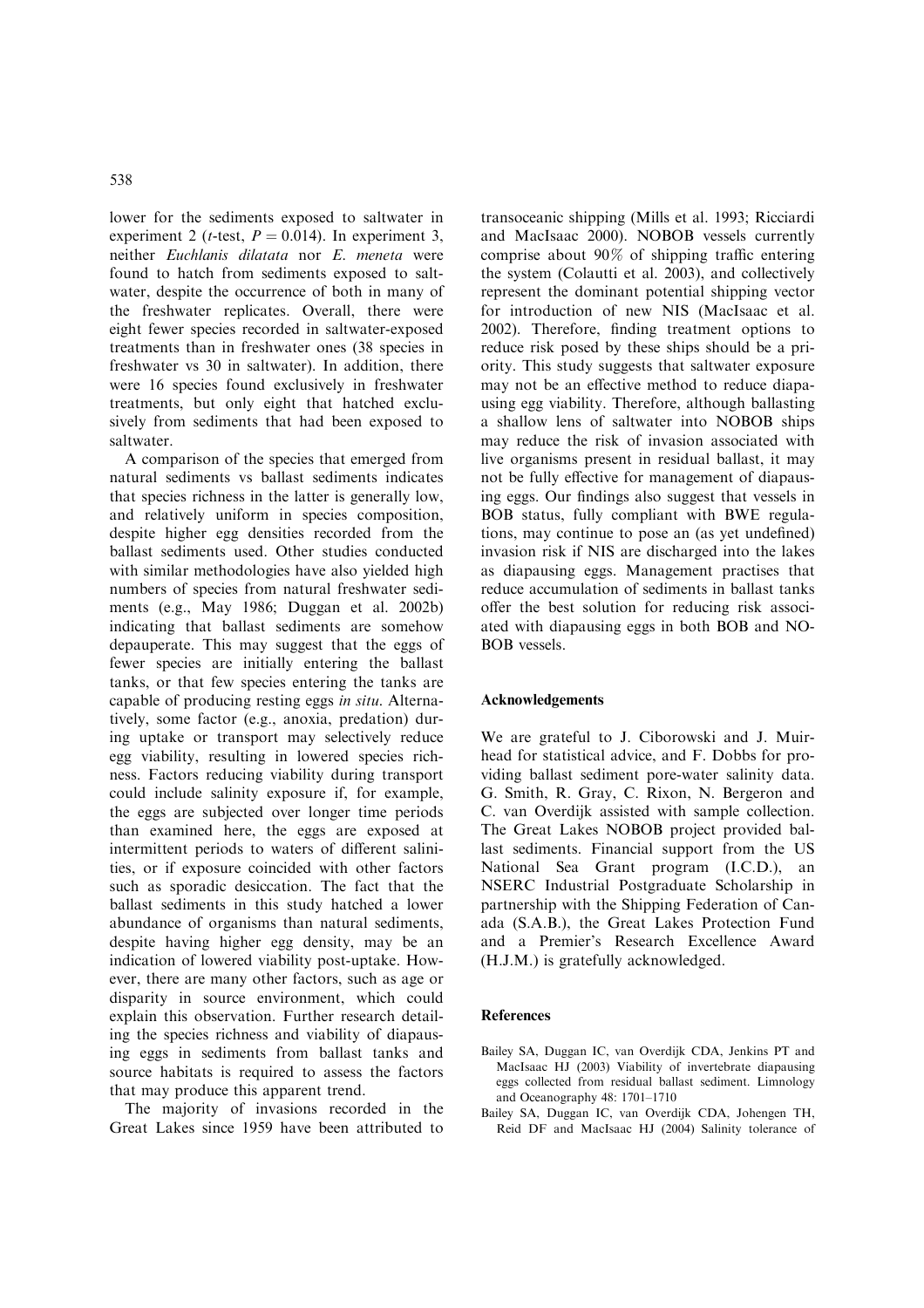lower for the sediments exposed to saltwater in experiment 2 (*t*-test, $P = 0.014$). In experiment 3, neither *Euchlanis dilatata* nor *E. meneta* were found to hatch from sediments exposed to saltwater, despite the occurrence of both in many of the freshwater replicates. Overall, there were eight fewer species recorded in saltwater-exposed treatments than in freshwater ones (38 species in freshwater vs 30 in saltwater). In addition, there were 16 species found exclusively in freshwater treatments, but only eight that hatched exclusively from sediments that had been exposed to saltwater.

A comparison of the species that emerged from natural sediments vs ballast sediments indicates that species richness in the latter is generally low, and relatively uniform in species composition, despite higher egg densities recorded from the ballast sediments used. Other studies conducted with similar methodologies have also yielded high numbers of species from natural freshwater sediments (e.g., May 1986; Duggan et al. 2002b) indicating that ballast sediments are somehow depauperate. This may suggest that the eggs of fewer species are initially entering the ballast tanks, or that few species entering the tanks are capable of producing resting eggs *in situ*. Alternatively, some factor (e.g., anoxia, predation) during uptake or transport may selectively reduce egg viability, resulting in lowered species richness. Factors reducing viability during transport could include salinity exposure if, for example, the eggs are subjected over longer time periods than examined here, the eggs are exposed at intermittent periods to waters of different salinities, or if exposure coincided with other factors such as sporadic desiccation. The fact that the ballast sediments in this study hatched a lower abundance of organisms than natural sediments, despite having higher egg density, may be an indication of lowered viability post-uptake. However, there are many other factors, such as age or disparity in source environment, which could explain this observation. Further research detailing the species richness and viability of diapausing eggs in sediments from ballast tanks and source habitats is required to assess the factors that may produce this apparent trend.

The majority of invasions recorded in the Great Lakes since 1959 have been attributed to transoceanic shipping (Mills et al. 1993; Ricciardi and MacIsaac 2000). NOBOB vessels currently comprise about 90% of shipping traffic entering the system (Colautti et al. 2003), and collectively represent the dominant potential shipping vector for introduction of new NIS (MacIsaac et al. 2002). Therefore, finding treatment options to reduce risk posed by these ships should be a priority. This study suggests that saltwater exposure may not be an effective method to reduce diapausing egg viability. Therefore, although ballasting a shallow lens of saltwater into NOBOB ships may reduce the risk of invasion associated with live organisms present in residual ballast, it may not be fully effective for management of diapausing eggs. Our findings also suggest that vessels in BOB status, fully compliant with BWE regulations, may continue to pose an (as yet undefined) invasion risk if NIS are discharged into the lakes as diapausing eggs. Management practises that reduce accumulation of sediments in ballast tanks offer the best solution for reducing risk associated with diapausing eggs in both BOB and NOBOB vessels.

## Acknowledgements

We are grateful to J. Ciborowski and J. Muirhead for statistical advice, and F. Dobbs for providing ballast sediment pore-water salinity data. G. Smith, R. Gray, C. Rixon, N. Bergeron and C. van Overdijk assisted with sample collection. The Great Lakes NOBOB project provided ballast sediments. Financial support from the US National Sea Grant program (I.C.D.), an NSERC Industrial Postgraduate Scholarship in partnership with the Shipping Federation of Canada (S.A.B.), the Great Lakes Protection Fund and a Premier's Research Excellence Award (H.J.M.) is gratefully acknowledged.

## References

Bailey SA, Duggan IC, van Overdijk CDA, Jenkins PT and MacIsaac HJ (2003) Viability of invertebrate diapausing eggs collected from residual ballast sediment. Limnology and Oceanography 48: 1701–1710

Bailey SA, Duggan IC, van Overdijk CDA, Johengen TH, Reid DF and MacIsaac HJ (2004) Salinity tolerance of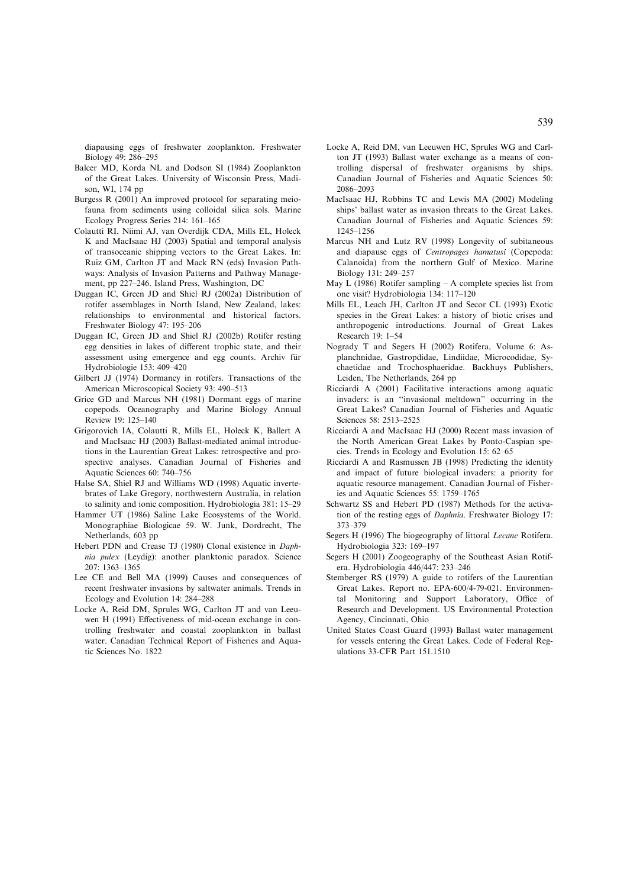diapausing eggs of freshwater zooplankton. Freshwater Biology 49: 286–295

Balcer MD, Korda NL and Dodson SI (1984) Zooplankton of the Great Lakes. University of Wisconsin Press, Madison, WI, 174 pp

Burgess R (2001) An improved protocol for separating meiofauna from sediments using colloidal silica sols. Marine Ecology Progress Series 214: 161–165

Colautti RI, Niimi AJ, van Overdijk CDA, Mills EL, Holeck K and MacIsaac HJ (2003) Spatial and temporal analysis of transoceanic shipping vectors to the Great Lakes. In: Ruiz GM, Carlton JT and Mack RN (eds) Invasion Pathways: Analysis of Invasion Patterns and Pathway Management, pp 227–246. Island Press, Washington, DC

Duggan IC, Green JD and Shiel RJ (2002a) Distribution of rotifer assemblages in North Island, New Zealand, lakes: relationships to environmental and historical factors. Freshwater Biology 47: 195–206

Duggan IC, Green JD and Shiel RJ (2002b) Rotifer resting egg densities in lakes of different trophic state, and their assessment using emergence and egg counts. Archiv für Hydrobiologie 153: 409–420

Gilbert JJ (1974) Dormancy in rotifers. Transactions of the American Microscopical Society 93: 490–513

Grice GD and Marcus NH (1981) Dormant eggs of marine copepods. Oceanography and Marine Biology Annual Review 19: 125–140

Grigorovich IA, Colautti R, Mills EL, Holeck K, Ballert A and MacIsaac HJ (2003) Ballast-mediated animal introductions in the Laurentian Great Lakes: retrospective and prospective analyses. Canadian Journal of Fisheries and Aquatic Sciences 60: 740–756

Halse SA, Shiel RJ and Williams WD (1998) Aquatic invertebrates of Lake Gregory, northwestern Australia, in relation to salinity and ionic composition. Hydrobiologia 381: 15–29

Hammer UT (1986) Saline Lake Ecosystems of the World. Monographiae Biologicae 59. W. Junk, Dordrecht, The Netherlands, 603 pp

Hebert PDN and Crease TJ (1980) Clonal existence in *Daphnia pulex* (Leydig): another planktonic paradox. Science 207: 1363–1365

Lee CE and Bell MA (1999) Causes and consequences of recent freshwater invasions by saltwater animals. Trends in Ecology and Evolution 14: 284–288

Locke A, Reid DM, Sprules WG, Carlton JT and van Leeuwen H (1991) Effectiveness of mid-ocean exchange in controlling freshwater and coastal zooplankton in ballast water. Canadian Technical Report of Fisheries and Aquatic Sciences No. 1822

Locke A, Reid DM, van Leeuwen HC, Sprules WG and Carlton JT (1993) Ballast water exchange as a means of controlling dispersal of freshwater organisms by ships. Canadian Journal of Fisheries and Aquatic Sciences 50: 2086–2093

MacIsaac HJ, Robbins TC and Lewis MA (2002) Modeling ships' ballast water as invasion threats to the Great Lakes. Canadian Journal of Fisheries and Aquatic Sciences 59: 1245–1256

Marcus NH and Lutz RV (1998) Longevity of subitaneous and diapause eggs of *Centropages hamatusi* (Copepoda: Calanoida) from the northern Gulf of Mexico. Marine Biology 131: 249–257

May L (1986) Rotifer sampling – A complete species list from one visit? Hydrobiologia 134: 117–120

Mills EL, Leach JH, Carlton JT and Secor CL (1993) Exotic species in the Great Lakes: a history of biotic crises and anthropogenic introductions. Journal of Great Lakes Research 19: 1–54

Nogrady T and Segers H (2002) Rotifera, Volume 6: Asplanchnidae, Gastropdidae, Lindiidae, Microcodidae, Synchaetidae and Trochosphaeridae. Backhuys Publishers, Leiden, The Netherlands, 264 pp

Ricciardi A (2001) Facilitative interactions among aquatic invaders: is an "invasional meltdown" occurring in the Great Lakes? Canadian Journal of Fisheries and Aquatic Sciences 58: 2513–2525

Ricciardi A and MacIsaac HJ (2000) Recent mass invasion of the North American Great Lakes by Ponto-Caspian species. Trends in Ecology and Evolution 15: 62–65

Ricciardi A and Rasmussen JB (1998) Predicting the identity and impact of future biological invaders: a priority for aquatic resource management. Canadian Journal of Fisheries and Aquatic Sciences 55: 1759–1765

Schwartz SS and Hebert PD (1987) Methods for the activation of the resting eggs of *Daphnia*. Freshwater Biology 17: 373–379

Segers H (1996) The biogeography of littoral *Lecane* Rotifera. Hydrobiologia 323: 169–197

Segers H (2001) Zoogeography of the Southeast Asian Rotifera. Hydrobiologia 446/447: 233–246

Stemberger RS (1979) A guide to rotifers of the Laurentian Great Lakes. Report no. EPA-600/4-79-021. Environmental Monitoring and Support Laboratory, Office of Research and Development. US Environmental Protection Agency, Cincinnati, Ohio

United States Coast Guard (1993) Ballast water management for vessels entering the Great Lakes. Code of Federal Regulations 33-CFR Part 151.1510